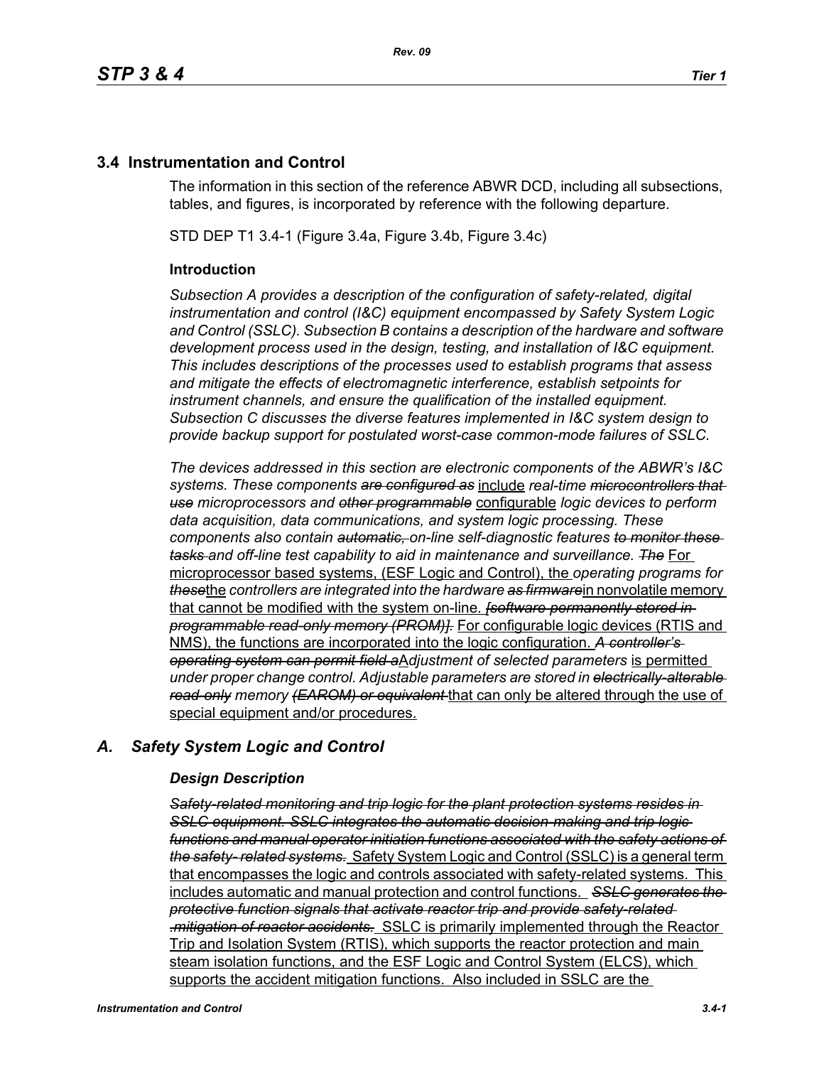## 3.4 Instrumentation and Control

The information in this section of the reference ABWR DCD, including all subsections, tables, and figures, is incorporated by reference with the following departure.

STD DEP T1 3.4-1 (Figure 3.4a, Figure 3.4b, Figure 3.4c)

### Introduction

*Subsection A provides a description of the configuration of safety-related, digital instrumentation and control (I&C) equipment encompassed by Safety System Logic and Control (SSLC). Subsection B contains a description of the hardware and software development process used in the design, testing, and installation of I&C equipment. This includes descriptions of the processes used to establish programs that assess and mitigate the effects of electromagnetic interference, establish setpoints for instrument channels, and ensure the qualification of the installed equipment. Subsection C discusses the diverse features implemented in I&C system design to provide backup support for postulated worst-case common-mode failures of SSLC.*

*The devices addressed in this section are electronic components of the ABWR's I&C systems. These components ~~are configured as~~* <u>include</u> *real-time ~~microcontrollers that use~~ microprocessors and ~~other programmable~~* <u>configurable</u> *logic devices to perform data acquisition, data communications, and system logic processing. These components also contain ~~automatic,~~ on-line self-diagnostic features ~~to monitor these tasks~~ and off-line test capability to aid in maintenance and surveillance. ~~The~~* <u>For microprocessor based systems, (ESF Logic and Control), the</u> *operating programs for ~~these~~*<u>the</u> *controllers are integrated into the hardware ~~as firmware~~*<u>in nonvolatile memory that cannot be modified with the system on-line.</u> *~~[software permanently stored in programmable read-only memory (PROM)].~~* <u>For configurable logic devices (RTIS and NMS), the functions are incorporated into the logic configuration.</u> *~~A controller's operating system can permit field a~~*<u>A</u>*djustment of selected parameters* <u>is permitted</u> *under proper change control. Adjustable parameters are stored in ~~electrically-alterable read-only~~ memory ~~(EAROM) or equivalent~~* <u>that can only be altered through the use of special equipment and/or procedures.</u>

## *A. Safety System Logic and Control*

### *Design Description*

*~~Safety-related monitoring and trip logic for the plant protection systems resides in SSLC equipment. SSLC integrates the automatic decision-making and trip logic functions and manual operator initiation functions associated with the safety actions of the safety- related systems.~~* <u>Safety System Logic and Control (SSLC) is a general term that encompasses the logic and controls associated with safety-related systems. This includes automatic and manual protection and control functions.</u> *~~SSLC generates the protective function signals that activate reactor trip and provide safety-related .mitigation of reactor accidents.~~* <u>SSLC is primarily implemented through the Reactor Trip and Isolation System (RTIS), which supports the reactor protection and main steam isolation functions, and the ESF Logic and Control System (ELCS), which supports the accident mitigation functions. Also included in SSLC are the</u>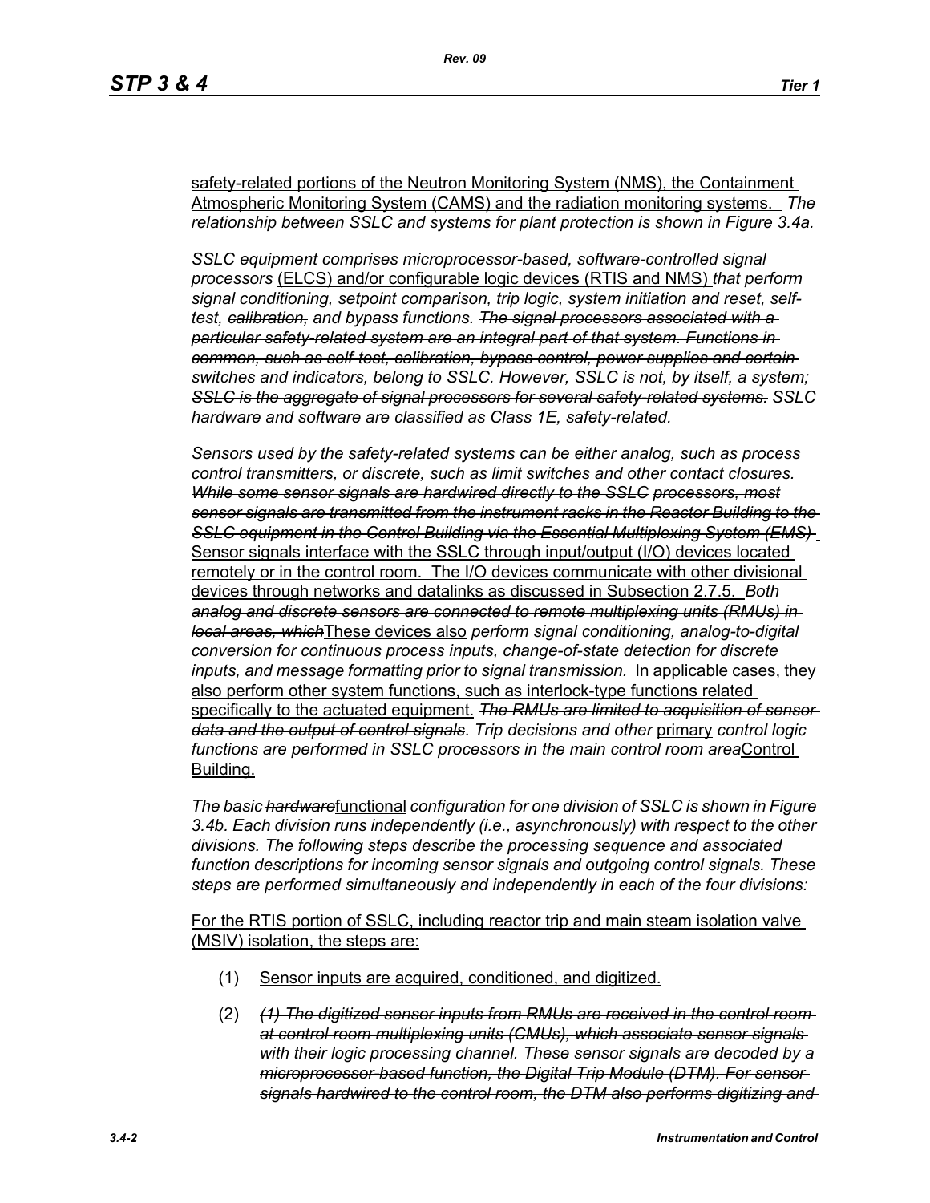safety-related portions of the Neutron Monitoring System (NMS), the Containment Atmospheric Monitoring System (CAMS) and the radiation monitoring systems. *The relationship between SSLC and systems for plant protection is shown in Figure 3.4a.*

*SSLC equipment comprises microprocessor-based, software-controlled signal processors* (ELCS) and/or configurable logic devices (RTIS and NMS) *that perform signal conditioning, setpoint comparison, trip logic, system initiation and reset, self-test,* ~~*calibration,*~~ *and bypass functions.* ~~*The signal processors associated with a particular safety-related system are an integral part of that system. Functions in common, such as self-test, calibration, bypass control, power supplies and certain switches and indicators, belong to SSLC. However, SSLC is not, by itself, a system; SSLC is the aggregate of signal processors for several safety-related systems.*~~ *SSLC hardware and software are classified as Class 1E, safety-related.*

*Sensors used by the safety-related systems can be either analog, such as process control transmitters, or discrete, such as limit switches and other contact closures.* ~~*While some sensor signals are hardwired directly to the SSLC processors, most sensor signals are transmitted from the instrument racks in the Reactor Building to the SSLC equipment in the Control Building via the Essential Multiplexing System (EMS)*~~ Sensor signals interface with the SSLC through input/output (I/O) devices located remotely or in the control room. The I/O devices communicate with other divisional devices through networks and datalinks as discussed in Subsection 2.7.5. ~~*Both analog and discrete sensors are connected to remote multiplexing units (RMUs) in local areas, which*~~These devices also *perform signal conditioning, analog-to-digital conversion for continuous process inputs, change-of-state detection for discrete inputs, and message formatting prior to signal transmission.* In applicable cases, they also perform other system functions, such as interlock-type functions related specifically to the actuated equipment. ~~*The RMUs are limited to acquisition of sensor data and the output of control signals*~~*. Trip decisions and other* primary *control logic functions are performed in SSLC processors in the* ~~*main control room area*~~Control Building.

*The basic* ~~*hardware*~~functional *configuration for one division of SSLC is shown in Figure 3.4b. Each division runs independently (i.e., asynchronously) with respect to the other divisions. The following steps describe the processing sequence and associated function descriptions for incoming sensor signals and outgoing control signals. These steps are performed simultaneously and independently in each of the four divisions:*

For the RTIS portion of SSLC, including reactor trip and main steam isolation valve (MSIV) isolation, the steps are:

(1) Sensor inputs are acquired, conditioned, and digitized.

(2) ~~*(1) The digitized sensor inputs from RMUs are received in the control room at control room multiplexing units (CMUs), which associate sensor signals with their logic processing channel. These sensor signals are decoded by a microprocessor-based function, the Digital Trip Module (DTM). For sensor signals hardwired to the control room, the DTM also performs digitizing and*~~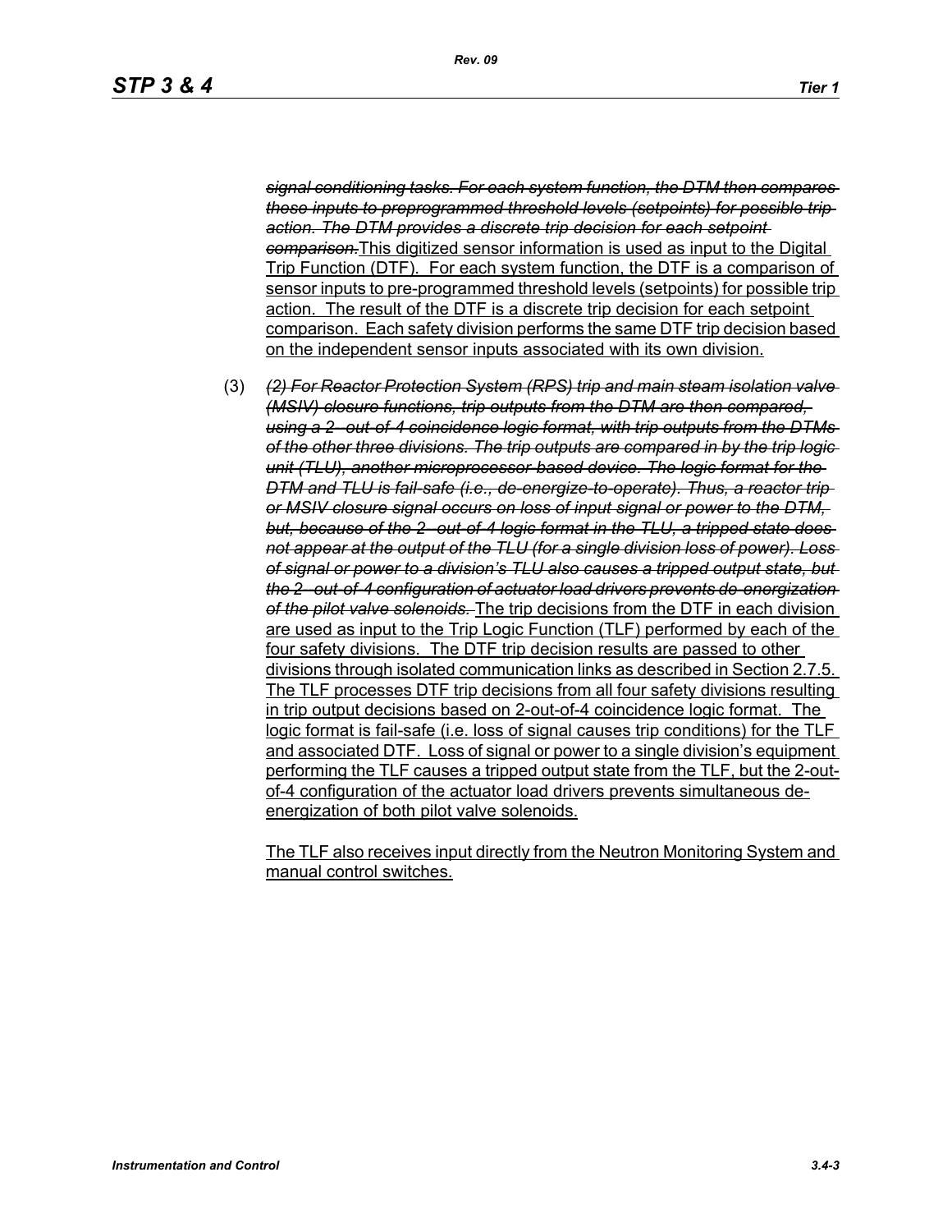~~*signal conditioning tasks. For each system function, the DTM then compares those inputs to preprogrammed threshold levels (setpoints) for possible trip action. The DTM provides a discrete trip decision for each setpoint comparison.*~~<u>This digitized sensor information is used as input to the Digital Trip Function (DTF). For each system function, the DTF is a comparison of sensor inputs to pre-programmed threshold levels (setpoints) for possible trip action. The result of the DTF is a discrete trip decision for each setpoint comparison. Each safety division performs the same DTF trip decision based on the independent sensor inputs associated with its own division.</u>

(3) ~~*(2) For Reactor Protection System (RPS) trip and main steam isolation valve (MSIV) closure functions, trip outputs from the DTM are then compared, using a 2- out-of-4 coincidence logic format, with trip outputs from the DTMs of the other three divisions. The trip outputs are compared in by the trip logic unit (TLU), another microprocessor-based device. The logic format for the DTM and TLU is fail-safe (i.e., de-energize-to-operate). Thus, a reactor trip or MSIV closure signal occurs on loss of input signal or power to the DTM, but, because of the 2- out-of-4 logic format in the TLU, a tripped state does not appear at the output of the TLU (for a single division loss of power). Loss of signal or power to a division's TLU also causes a tripped output state, but the 2- out-of-4 configuration of actuator load drivers prevents de-energization of the pilot valve solenoids.*~~ <u>The trip decisions from the DTF in each division are used as input to the Trip Logic Function (TLF) performed by each of the four safety divisions. The DTF trip decision results are passed to other divisions through isolated communication links as described in Section 2.7.5. The TLF processes DTF trip decisions from all four safety divisions resulting in trip output decisions based on 2-out-of-4 coincidence logic format. The logic format is fail-safe (i.e. loss of signal causes trip conditions) for the TLF and associated DTF. Loss of signal or power to a single division's equipment performing the TLF causes a tripped output state from the TLF, but the 2-out-of-4 configuration of the actuator load drivers prevents simultaneous de-energization of both pilot valve solenoids.</u>

<u>The TLF also receives input directly from the Neutron Monitoring System and manual control switches.</u>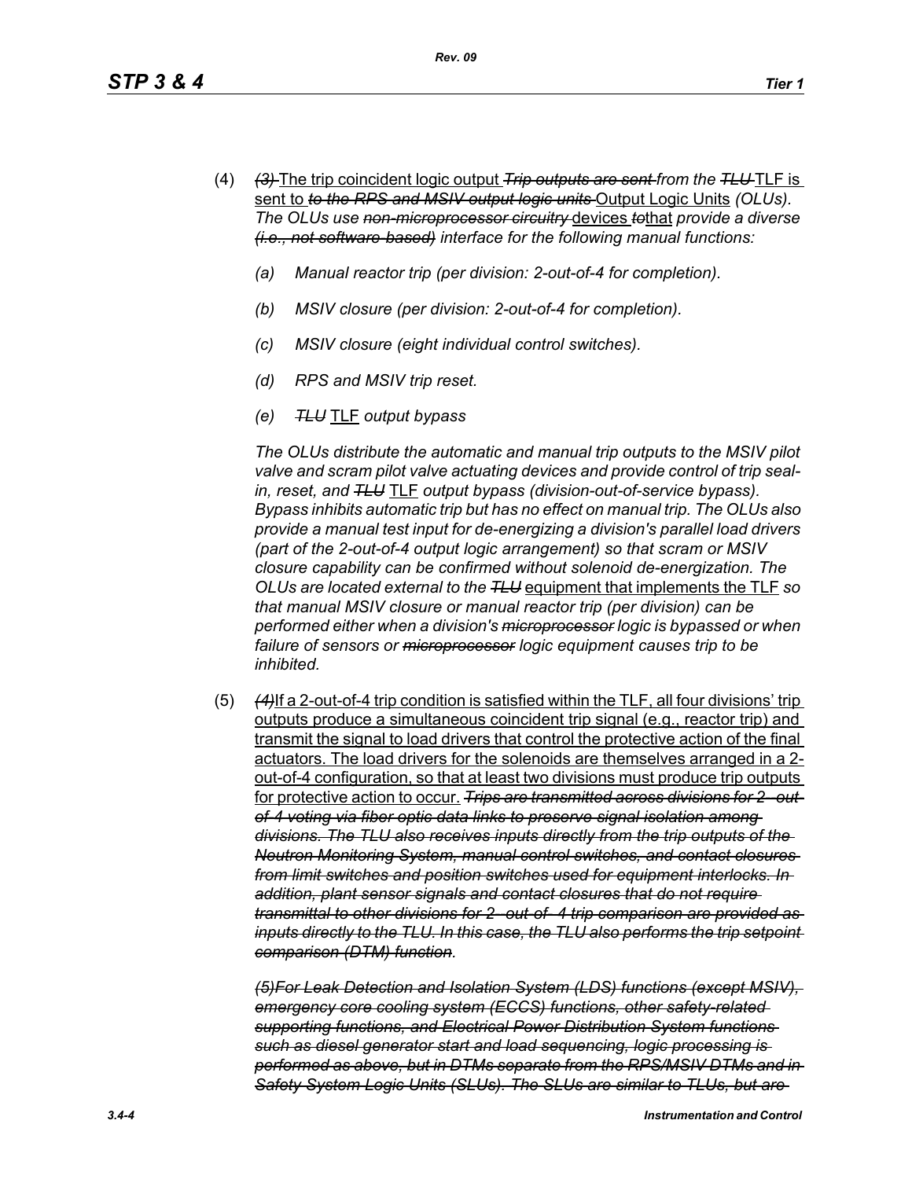(4) ~~*(3)*~~ The trip coincident logic output ~~*Trip outputs are sent*~~ *from the* ~~*TLU*~~ TLF is sent to ~~*to the RPS and MSIV output logic units*~~ Output Logic Units *(OLUs). The OLUs use* ~~*non-microprocessor circuitry*~~ devices ~~*to*~~that *provide a diverse* ~~*(i.e., not software-based)*~~ *interface for the following manual functions:*

   *(a) Manual reactor trip (per division: 2-out-of-4 for completion).*

   *(b) MSIV closure (per division: 2-out-of-4 for completion).*

   *(c) MSIV closure (eight individual control switches).*

   *(d) RPS and MSIV trip reset.*

   *(e)* ~~*TLU*~~ TLF *output bypass*

   *The OLUs distribute the automatic and manual trip outputs to the MSIV pilot valve and scram pilot valve actuating devices and provide control of trip seal-in, reset, and* ~~*TLU*~~ TLF *output bypass (division-out-of-service bypass). Bypass inhibits automatic trip but has no effect on manual trip. The OLUs also provide a manual test input for de-energizing a division's parallel load drivers (part of the 2-out-of-4 output logic arrangement) so that scram or MSIV closure capability can be confirmed without solenoid de-energization. The OLUs are located external to the* ~~*TLU*~~ equipment that implements the TLF *so that manual MSIV closure or manual reactor trip (per division) can be performed either when a division's* ~~*microprocessor*~~ *logic is bypassed or when failure of sensors or* ~~*microprocessor*~~ *logic equipment causes trip to be inhibited.*

(5) ~~*(4)*~~If a 2-out-of-4 trip condition is satisfied within the TLF, all four divisions' trip outputs produce a simultaneous coincident trip signal (e.g., reactor trip) and transmit the signal to load drivers that control the protective action of the final actuators. The load drivers for the solenoids are themselves arranged in a 2-out-of-4 configuration, so that at least two divisions must produce trip outputs for protective action to occur. ~~*Trips are transmitted across divisions for 2- out-of-4 voting via fiber optic data links to preserve signal isolation among divisions. The TLU also receives inputs directly from the trip outputs of the Neutron Monitoring System, manual control switches, and contact closures from limit switches and position switches used for equipment interlocks. In addition, plant sensor signals and contact closures that do not require transmittal to other divisions for 2- out-of- 4 trip comparison are provided as inputs directly to the TLU. In this case, the TLU also performs the trip setpoint comparison (DTM) function*~~*.*

   ~~*(5)For Leak Detection and Isolation System (LDS) functions (except MSIV), emergency core cooling system (ECCS) functions, other safety-related supporting functions, and Electrical Power Distribution System functions such as diesel generator start and load sequencing, logic processing is performed as above, but in DTMs separate from the RPS/MSIV DTMs and in Safety System Logic Units (SLUs). The SLUs are similar to TLUs, but are*~~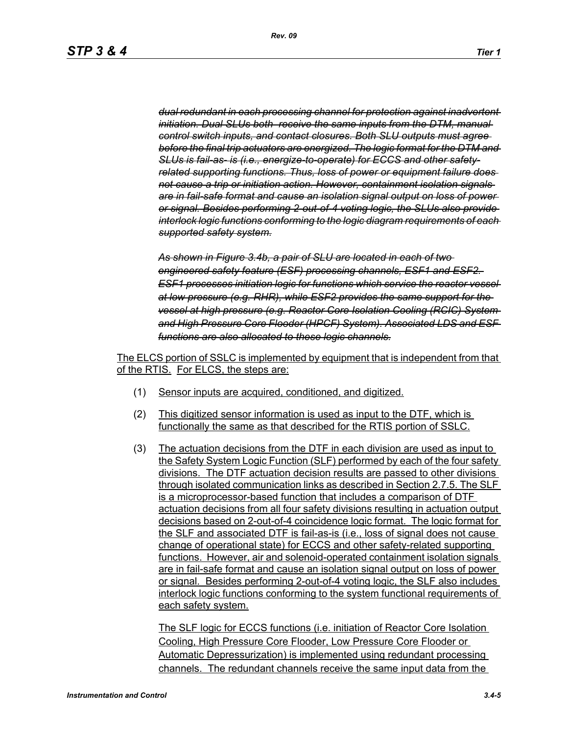~~*dual redundant in each processing channel for protection against inadvertent initiation. Dual SLUs both receive the same inputs from the DTM, manual control switch inputs, and contact closures. Both SLU outputs must agree before the final trip actuators are energized. The logic format for the DTM and SLUs is fail-as- is (i.e., energize-to-operate) for ECCS and other safety-related supporting functions. Thus, loss of power or equipment failure does not cause a trip or initiation action. However, containment isolation signals are in fail-safe format and cause an isolation signal output on loss of power or signal. Besides performing 2-out-of-4 voting logic, the SLUs also provide interlock logic functions conforming to the logic diagram requirements of each supported safety system.*~~

~~*As shown in Figure 3.4b, a pair of SLU are located in each of two engineered safety feature (ESF) processing channels, ESF1 and ESF2. ESF1 processes initiation logic for functions which service the reactor vessel at low pressure (e.g. RHR), while ESF2 provides the same support for the vessel at high pressure (e.g. Reactor Core Isolation Cooling (RCIC) System and High Pressure Core Flooder (HPCF) System). Associated LDS and ESF functions are also allocated to these logic channels.*~~

<u>The ELCS portion of SSLC is implemented by equipment that is independent from that of the RTIS. For ELCS, the steps are:</u>

(1) <u>Sensor inputs are acquired, conditioned, and digitized.</u>

(2) <u>This digitized sensor information is used as input to the DTF, which is functionally the same as that described for the RTIS portion of SSLC.</u>

(3) <u>The actuation decisions from the DTF in each division are used as input to the Safety System Logic Function (SLF) performed by each of the four safety divisions. The DTF actuation decision results are passed to other divisions through isolated communication links as described in Section 2.7.5. The SLF is a microprocessor-based function that includes a comparison of DTF actuation decisions from all four safety divisions resulting in actuation output decisions based on 2-out-of-4 coincidence logic format. The logic format for the SLF and associated DTF is fail-as-is (i.e., loss of signal does not cause change of operational state) for ECCS and other safety-related supporting functions. However, air and solenoid-operated containment isolation signals are in fail-safe format and cause an isolation signal output on loss of power or signal. Besides performing 2-out-of-4 voting logic, the SLF also includes interlock logic functions conforming to the system functional requirements of each safety system.</u>

<u>The SLF logic for ECCS functions (i.e. initiation of Reactor Core Isolation Cooling, High Pressure Core Flooder, Low Pressure Core Flooder or Automatic Depressurization) is implemented using redundant processing channels. The redundant channels receive the same input data from the</u>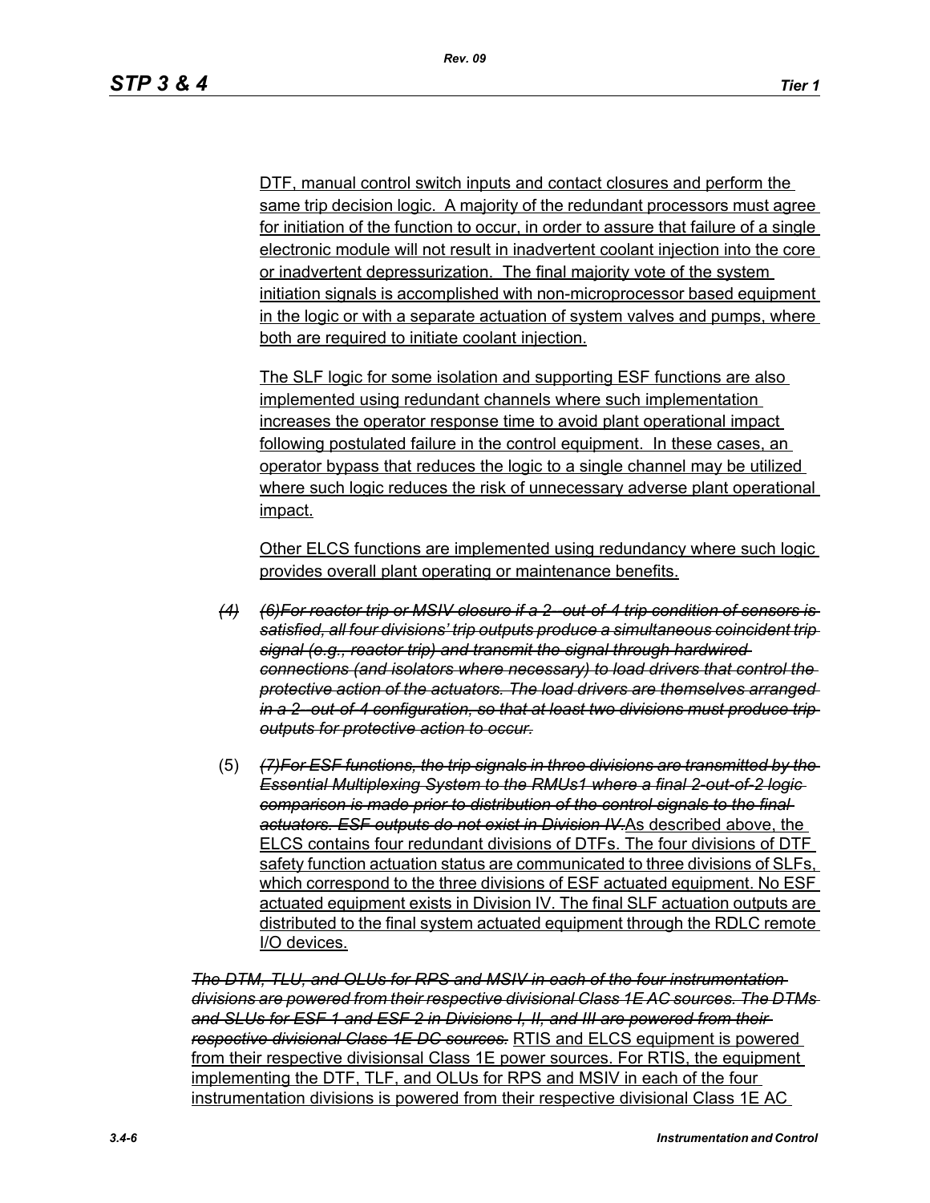DTF, manual control switch inputs and contact closures and perform the same trip decision logic. A majority of the redundant processors must agree for initiation of the function to occur, in order to assure that failure of a single electronic module will not result in inadvertent coolant injection into the core or inadvertent depressurization. The final majority vote of the system initiation signals is accomplished with non-microprocessor based equipment in the logic or with a separate actuation of system valves and pumps, where both are required to initiate coolant injection.

The SLF logic for some isolation and supporting ESF functions are also implemented using redundant channels where such implementation increases the operator response time to avoid plant operational impact following postulated failure in the control equipment. In these cases, an operator bypass that reduces the logic to a single channel may be utilized where such logic reduces the risk of unnecessary adverse plant operational impact.

Other ELCS functions are implemented using redundancy where such logic provides overall plant operating or maintenance benefits.

(4) ~~(6)For reactor trip or MSIV closure if a 2-out-of-4 trip condition of sensors is satisfied, all four divisions' trip outputs produce a simultaneous coincident trip signal (e.g., reactor trip) and transmit the signal through hardwired connections (and isolators where necessary) to load drivers that control the protective action of the actuators. The load drivers are themselves arranged in a 2-out-of-4 configuration, so that at least two divisions must produce trip outputs for protective action to occur.~~

(5) ~~(7)For ESF functions, the trip signals in three divisions are transmitted by the Essential Multiplexing System to the RMUs1 where a final 2-out-of-2 logic comparison is made prior to distribution of the control signals to the final actuators. ESF outputs do not exist in Division IV.~~As described above, the ELCS contains four redundant divisions of DTFs. The four divisions of DTF safety function actuation status are communicated to three divisions of SLFs, which correspond to the three divisions of ESF actuated equipment. No ESF actuated equipment exists in Division IV. The final SLF actuation outputs are distributed to the final system actuated equipment through the RDLC remote I/O devices.

~~The DTM, TLU, and OLUs for RPS and MSIV in each of the four instrumentation divisions are powered from their respective divisional Class 1E AC sources. The DTMs and SLUs for ESF 1 and ESF 2 in Divisions I, II, and III are powered from their respective divisional Class 1E DC sources.~~ RTIS and ELCS equipment is powered from their respective divisionsal Class 1E power sources. For RTIS, the equipment implementing the DTF, TLF, and OLUs for RPS and MSIV in each of the four instrumentation divisions is powered from their respective divisional Class 1E AC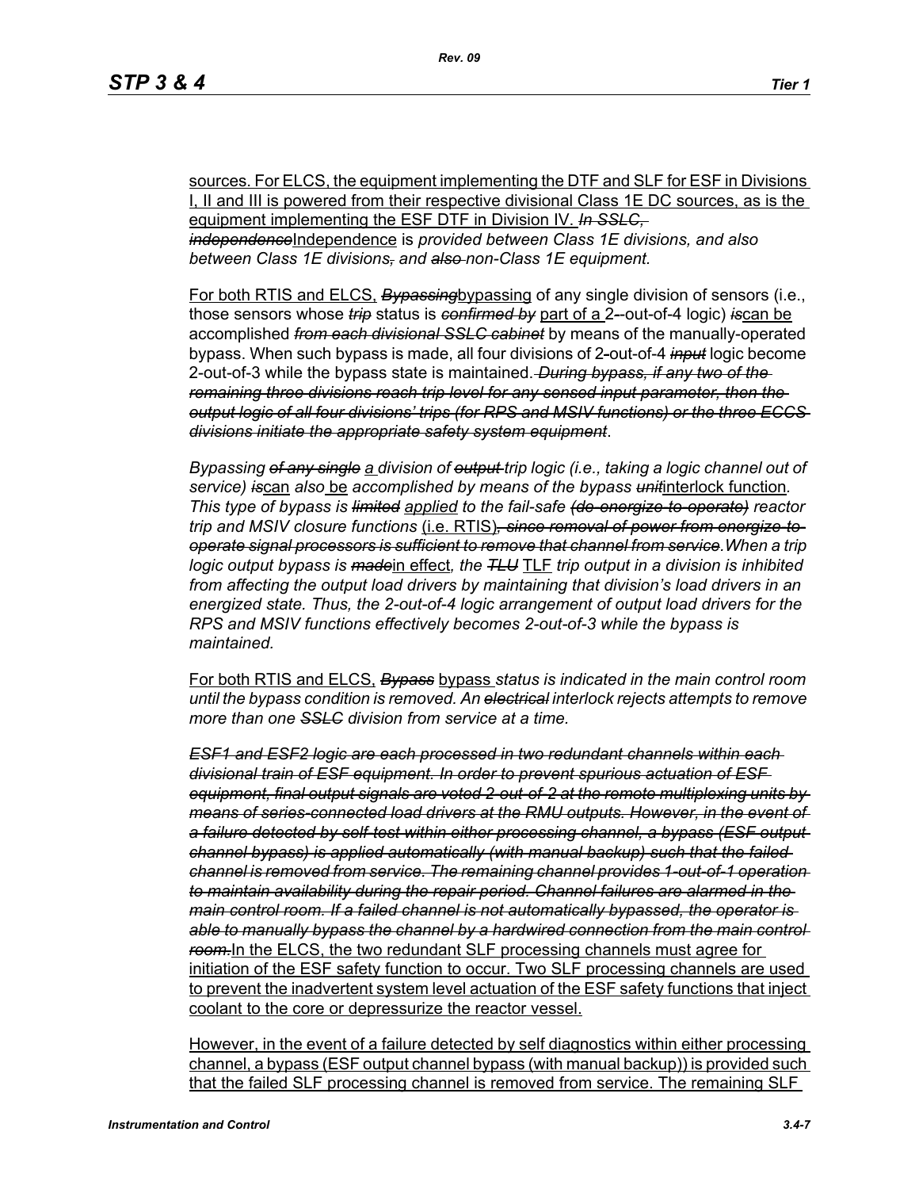sources. For ELCS, the equipment implementing the DTF and SLF for ESF in Divisions I, II and III is powered from their respective divisional Class 1E DC sources, as is the equipment implementing the ESF DTF in Division IV. ~~*In SSLC, independence*~~Independence is *provided between Class 1E divisions, and also between Class 1E divisions*~~*,*~~ *and* ~~*also*~~ *non-Class 1E equipment.*

For both RTIS and ELCS, ~~*Bypassing*~~bypassing of any single division of sensors (i.e., those sensors whose ~~*trip*~~ status is ~~*confirmed by*~~ part of a 2-out-of-4 logic) ~~*is*~~can be accomplished ~~*from each divisional SSLC cabinet*~~ by means of the manually-operated bypass. When such bypass is made, all four divisions of 2-out-of-4 ~~*input*~~ logic become 2-out-of-3 while the bypass state is maintained. ~~*During bypass, if any two of the remaining three divisions reach trip level for any sensed input parameter, then the output logic of all four divisions' trips (for RPS and MSIV functions) or the three ECCS divisions initiate the appropriate safety system equipment*~~.

*Bypassing* ~~*of any single*~~ *a division of* ~~*output*~~ *trip logic (i.e., taking a logic channel out of service)* ~~*is*~~can *also* be *accomplished by means of the bypass* ~~*unit*~~interlock function*. This type of bypass is* ~~*limited*~~ *applied to the fail-safe* ~~*(de-energize-to-operate)*~~ *reactor trip and MSIV closure functions* (i.e. RTIS)~~*, since removal of power from energize-to-operate signal processors is sufficient to remove that channel from service*~~*.When a trip logic output bypass is* ~~*made*~~in effect*, the* ~~*TLU*~~ TLF *trip output in a division is inhibited from affecting the output load drivers by maintaining that division's load drivers in an energized state. Thus, the 2-out-of-4 logic arrangement of output load drivers for the RPS and MSIV functions effectively becomes 2-out-of-3 while the bypass is maintained.*

For both RTIS and ELCS, ~~*Bypass*~~ bypass *status is indicated in the main control room until the bypass condition is removed. An* ~~*electrical*~~ *interlock rejects attempts to remove more than one* ~~*SSLC*~~ *division from service at a time.*

~~*ESF1 and ESF2 logic are each processed in two redundant channels within each divisional train of ESF equipment. In order to prevent spurious actuation of ESF equipment, final output signals are voted 2-out-of-2 at the remote multiplexing units by means of series-connected load drivers at the RMU outputs. However, in the event of a failure detected by self-test within either processing channel, a bypass (ESF output channel bypass) is applied automatically (with manual backup) such that the failed channel is removed from service. The remaining channel provides 1-out-of-1 operation to maintain availability during the repair period. Channel failures are alarmed in the main control room. If a failed channel is not automatically bypassed, the operator is able to manually bypass the channel by a hardwired connection from the main control room.*~~In the ELCS, the two redundant SLF processing channels must agree for initiation of the ESF safety function to occur. Two SLF processing channels are used to prevent the inadvertent system level actuation of the ESF safety functions that inject coolant to the core or depressurize the reactor vessel.

However, in the event of a failure detected by self diagnostics within either processing channel, a bypass (ESF output channel bypass (with manual backup)) is provided such that the failed SLF processing channel is removed from service. The remaining SLF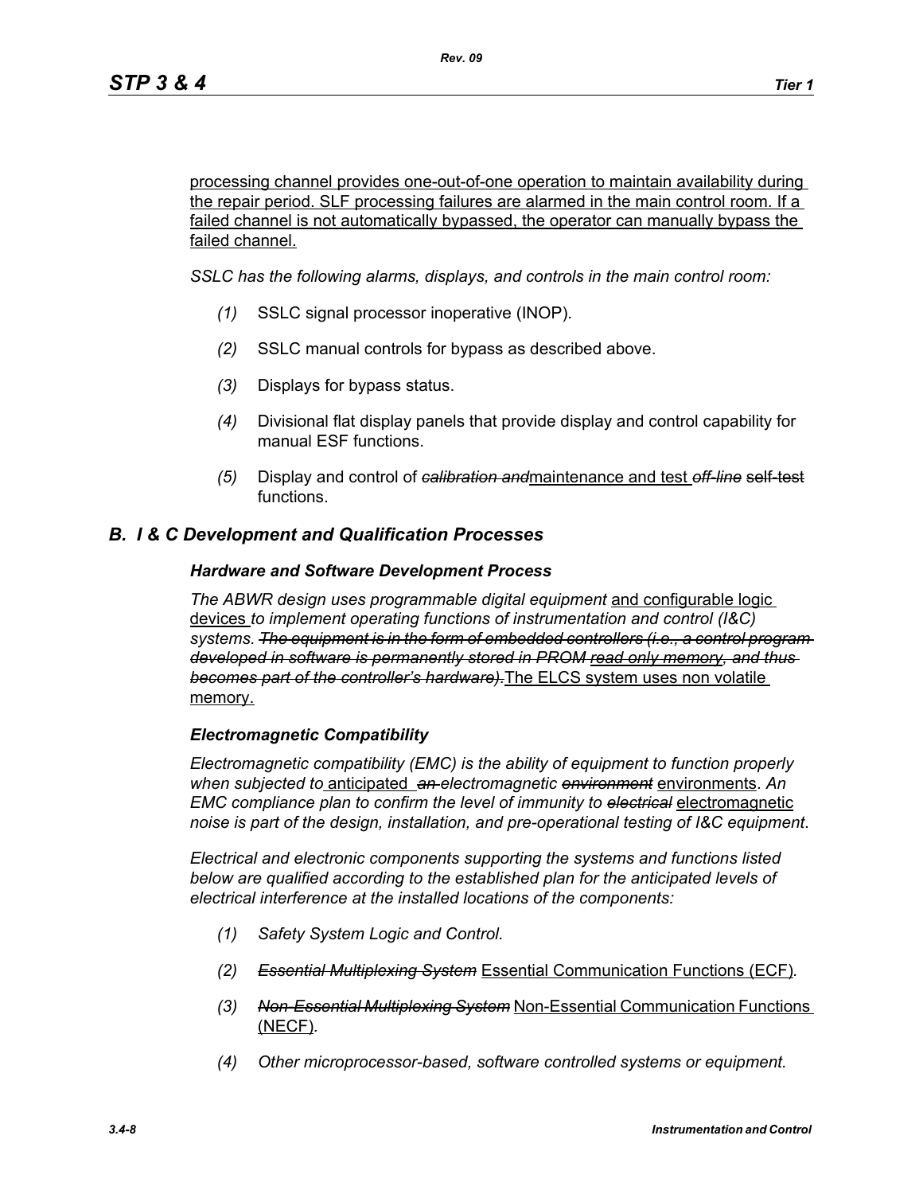processing channel provides one-out-of-one operation to maintain availability during the repair period. SLF processing failures are alarmed in the main control room. If a failed channel is not automatically bypassed, the operator can manually bypass the failed channel.

*SSLC has the following alarms, displays, and controls in the main control room:*

*(1)* SSLC signal processor inoperative (INOP).

*(2)* SSLC manual controls for bypass as described above.

*(3)* Displays for bypass status.

*(4)* Divisional flat display panels that provide display and control capability for manual ESF functions.

*(5)* Display and control of ~~*calibration and*~~maintenance and test ~~*off-line*~~ ~~self-test~~ functions.

## *B. I & C Development and Qualification Processes*

### *Hardware and Software Development Process*

*The ABWR design uses programmable digital equipment* and configurable logic devices *to implement operating functions of instrumentation and control (I&C) systems.* ~~*The equipment is in the form of embedded controllers (i.e., a control program developed in software is permanently stored in PROM read only memory, and thus becomes part of the controller's hardware).*~~The ELCS system uses non volatile memory.

### *Electromagnetic Compatibility*

*Electromagnetic compatibility (EMC) is the ability of equipment to function properly when subjected to* anticipated ~~*an*~~ *electromagnetic* ~~*environment*~~ environments*. An EMC compliance plan to confirm the level of immunity to* ~~*electrical*~~ electromagnetic *noise is part of the design, installation, and pre-operational testing of I&C equipment.*

*Electrical and electronic components supporting the systems and functions listed below are qualified according to the established plan for the anticipated levels of electrical interference at the installed locations of the components:*

*(1) Safety System Logic and Control.*

*(2)* ~~*Essential Multiplexing System*~~ Essential Communication Functions (ECF)*.*

*(3)* ~~*Non-Essential Multiplexing System*~~ Non-Essential Communication Functions (NECF)*.*

*(4) Other microprocessor-based, software controlled systems or equipment.*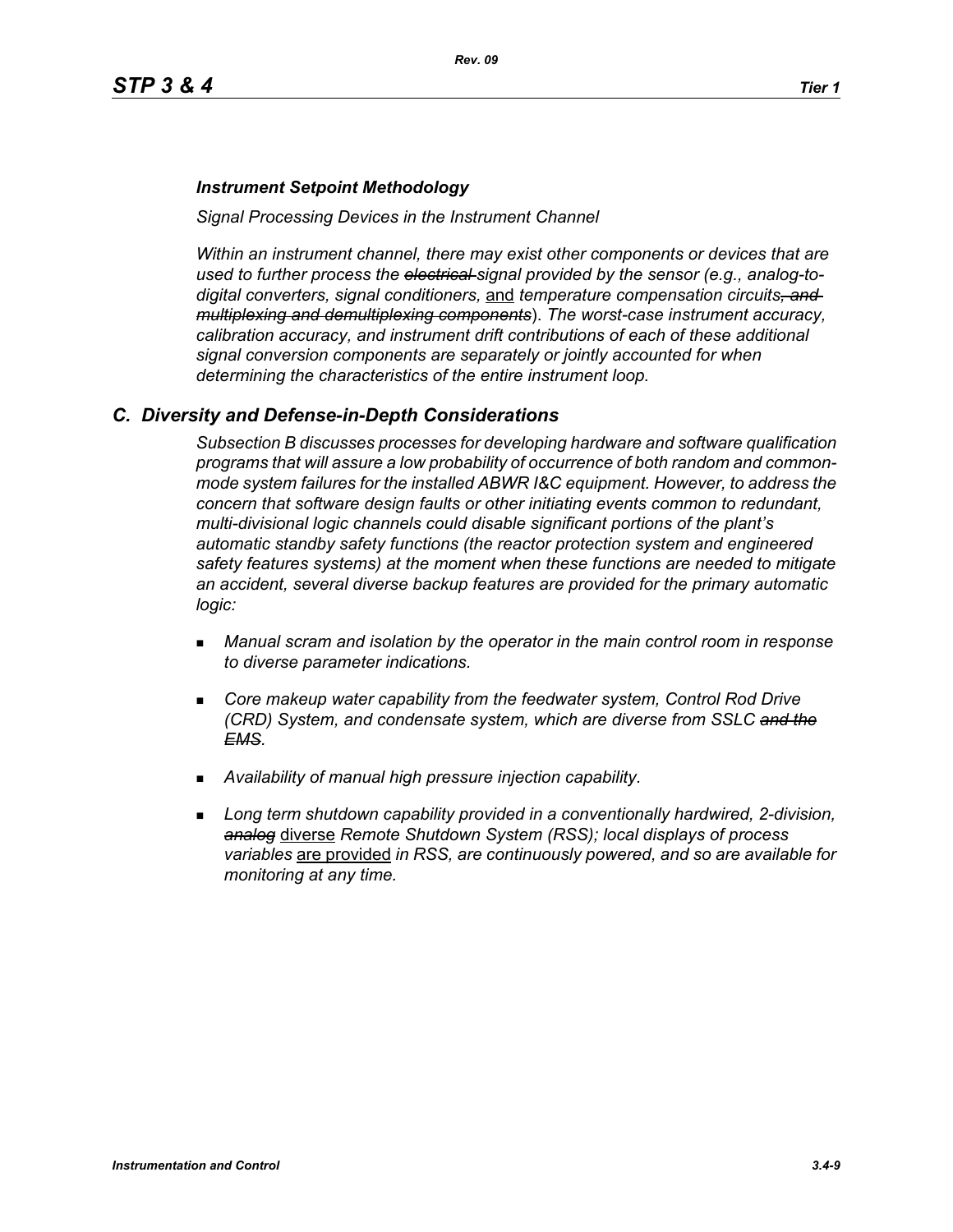***Instrument Setpoint Methodology***

*Signal Processing Devices in the Instrument Channel*

*Within an instrument channel, there may exist other components or devices that are used to further process the ~~electrical~~ signal provided by the sensor (e.g., analog-to-digital converters, signal conditioners,* <u>and</u> *temperature compensation circuits~~, and multiplexing and demultiplexing components~~). The worst-case instrument accuracy, calibration accuracy, and instrument drift contributions of each of these additional signal conversion components are separately or jointly accounted for when determining the characteristics of the entire instrument loop.*

## *C. Diversity and Defense-in-Depth Considerations*

*Subsection B discusses processes for developing hardware and software qualification programs that will assure a low probability of occurrence of both random and common-mode system failures for the installed ABWR I&C equipment. However, to address the concern that software design faults or other initiating events common to redundant, multi-divisional logic channels could disable significant portions of the plant's automatic standby safety functions (the reactor protection system and engineered safety features systems) at the moment when these functions are needed to mitigate an accident, several diverse backup features are provided for the primary automatic logic:*

- *Manual scram and isolation by the operator in the main control room in response to diverse parameter indications.*
- *Core makeup water capability from the feedwater system, Control Rod Drive (CRD) System, and condensate system, which are diverse from SSLC ~~and the EMS~~.*
- *Availability of manual high pressure injection capability.*
- *Long term shutdown capability provided in a conventionally hardwired, 2-division, ~~analog~~* <u>diverse</u> *Remote Shutdown System (RSS); local displays of process variables* <u>are provided</u> *in RSS, are continuously powered, and so are available for monitoring at any time.*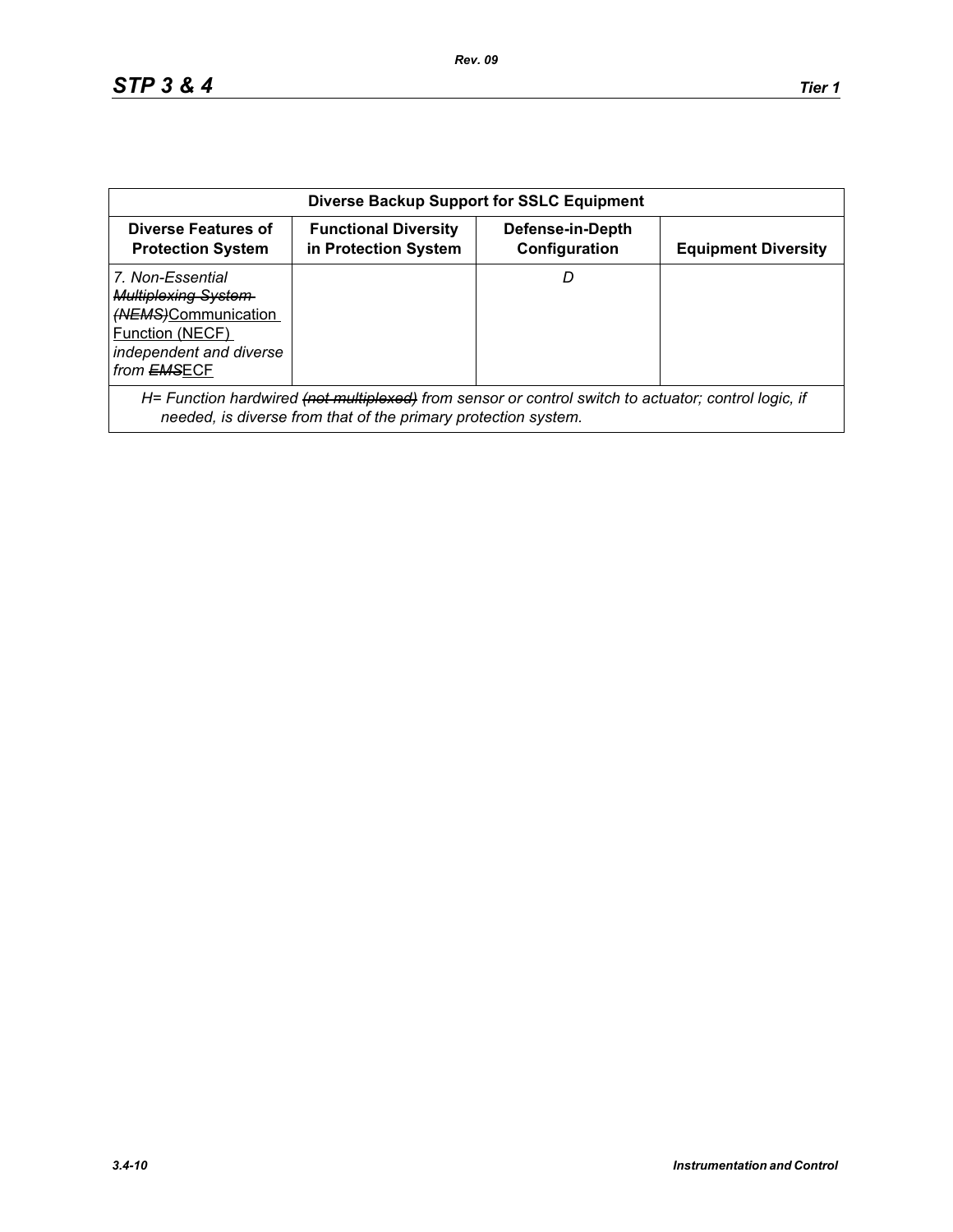| Diverse Backup Support for SSLC Equipment | | | |
|---|---|---|---|
| **Diverse Features of Protection System** | **Functional Diversity in Protection System** | **Defense-in-Depth Configuration** | **Equipment Diversity** |
| *7. Non-Essential ~~Multiplexing System (NEMS)~~*Communication Function (NECF) *independent and diverse from ~~EMS~~*ECF | | *D* | |
| *H= Function hardwired ~~(not multiplexed)~~ from sensor or control switch to actuator; control logic, if needed, is diverse from that of the primary protection system.* | | | |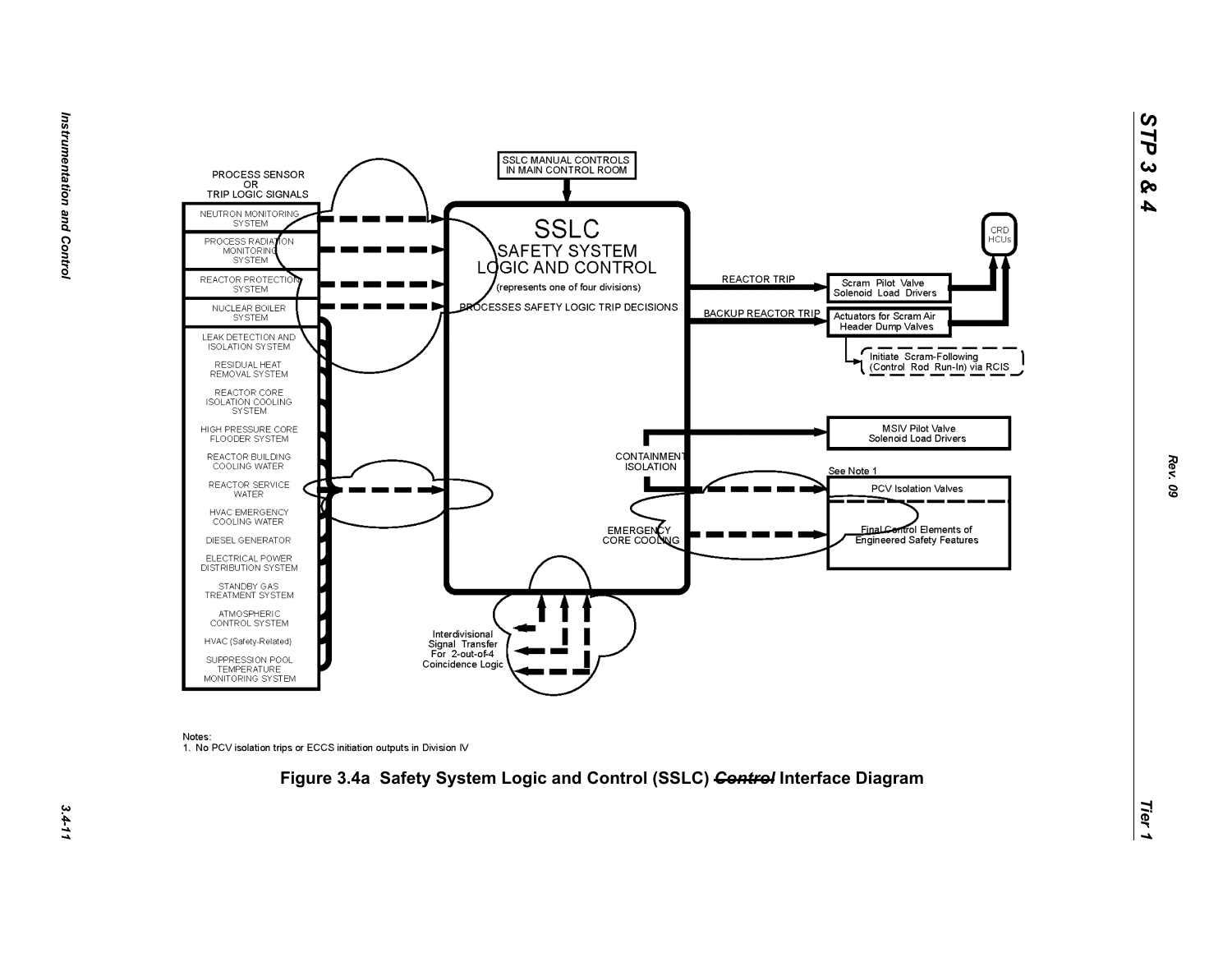PROCESS SENSOR OR TRIP LOGIC SIGNALS

- NEUTRON MONITORING SYSTEM
- PROCESS RADIATION MONITORING SYSTEM
- REACTOR PROTECTION SYSTEM
- NUCLEAR BOILER SYSTEM
- LEAK DETECTION AND ISOLATION SYSTEM
- RESIDUAL HEAT REMOVAL SYSTEM
- REACTOR CORE ISOLATION COOLING SYSTEM
- HIGH PRESSURE CORE FLOODER SYSTEM
- REACTOR BUILDING COOLING WATER
- REACTOR SERVICE WATER
- HVAC EMERGENCY COOLING WATER
- DIESEL GENERATOR
- ELECTRICAL POWER DISTRIBUTION SYSTEM
- STANDBY GAS TREATMENT SYSTEM
- ATMOSPHERIC CONTROL SYSTEM
- HVAC (Safety-Related)
- SUPPRESSION POOL TEMPERATURE MONITORING SYSTEM

SSLC MANUAL CONTROLS IN MAIN CONTROL ROOM

SSLC SAFETY SYSTEM LOGIC AND CONTROL (represents one of four divisions)

PROCESSES SAFETY LOGIC TRIP DECISIONS

REACTOR TRIP → Scram Pilot Valve Solenoid Load Drivers → CRD HCUs

BACKUP REACTOR TRIP → Actuators for Scram Air Header Dump Valves → CRD HCUs

Initiate Scram-Following (Control Rod Run-In) via RCIS

CONTAINMENT ISOLATION → MSIV Pilot Valve Solenoid Load Drivers

See Note 1

PCV Isolation Valves

EMERGENCY CORE COOLING → Final Control Elements of Engineered Safety Features

Interdivisional Signal Transfer For 2-out-of-4 Coincidence Logic

Notes:
1. No PCV isolation trips or ECCS initiation outputs in Division IV

**Figure 3.4a Safety System Logic and Control (SSLC) ~~Control~~ Interface Diagram**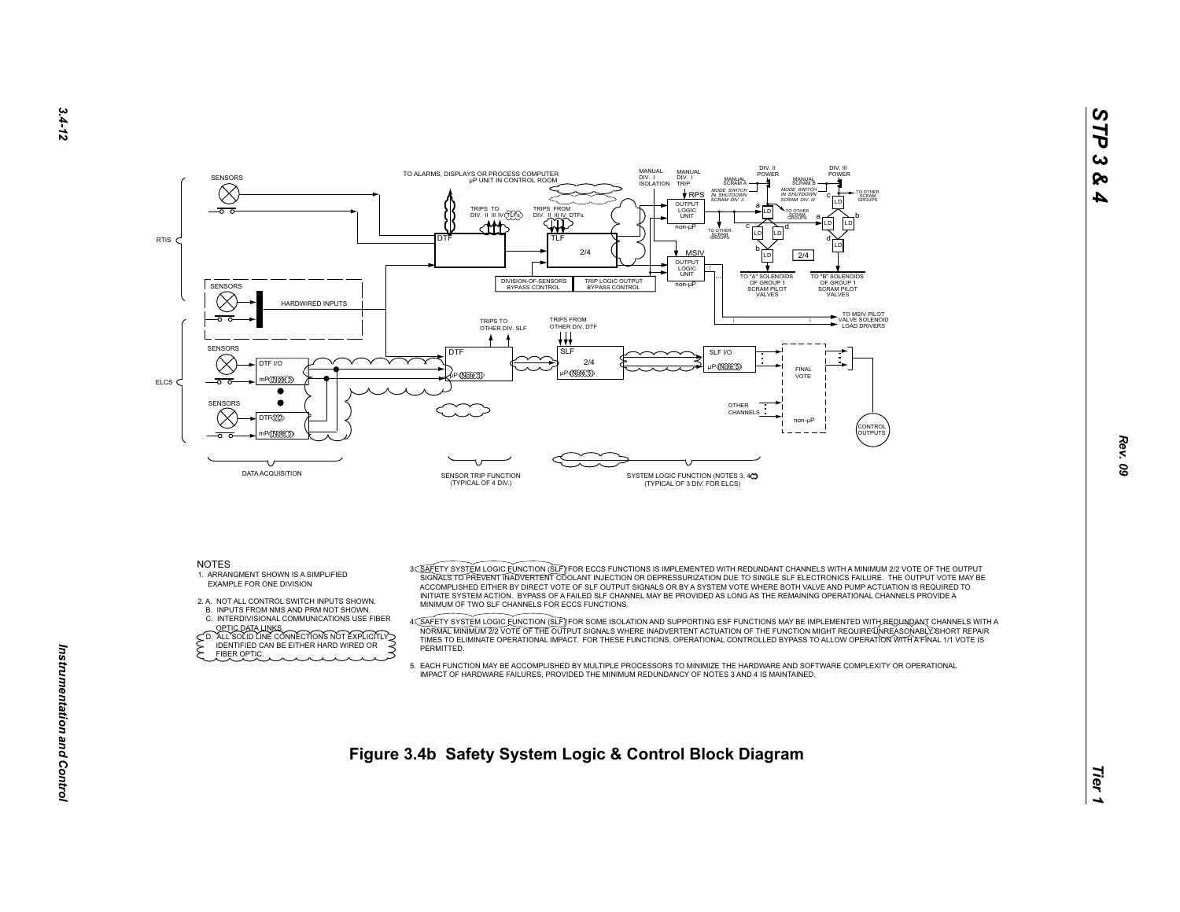NOTES

1. ARRANGMENT SHOWN IS A SIMPLIFIED EXAMPLE FOR ONE DIVISION

2. A. NOT ALL CONTROL SWITCH INPUTS SHOWN.
   B. INPUTS FROM NMS AND PRM NOT SHOWN.
   C. INTERDIVISIONAL COMMUNICATIONS USE FIBER OPTIC DATA LINKS.
   D. ALL SOLID LINE CONNECTIONS NOT EXPLICITLY IDENTIFIED CAN BE EITHER HARD WIRED OR FIBER OPTIC.

3. SAFETY SYSTEM LOGIC FUNCTION (SLF) FOR ECCS FUNCTIONS IS IMPLEMENTED WITH REDUNDANT CHANNELS WITH A MINIMUM 2/2 VOTE OF THE OUTPUT SIGNALS TO PREVENT INADVERTENT COOLANT INJECTION OR DEPRESSURIZATION DUE TO SINGLE SLF ELECTRONICS FAILURE. THE OUTPUT VOTE MAY BE ACCOMPLISHED EITHER BY DIRECT VOTE OF SLF OUTPUT SIGNALS OR BY A SYSTEM VOTE WHERE BOTH VALVE AND PUMP ACTUATION IS REQUIRED TO INITIATE SYSTEM ACTION. BYPASS OF A FAILED SLF CHANNEL MAY BE PROVIDED AS LONG AS THE REMAINING OPERATIONAL CHANNELS PROVIDE A MINIMUM OF TWO SLF CHANNELS FOR ECCS FUNCTIONS.

4. SAFETY SYSTEM LOGIC FUNCTION (SLF) FOR SOME ISOLATION AND SUPPORTING ESF FUNCTIONS MAY BE IMPLEMENTED WITH REDUNDANT CHANNELS WITH A NORMAL MINIMUM 2/2 VOTE OF THE OUTPUT SIGNALS WHERE INADVERTENT ACTUATION OF THE FUNCTION MIGHT REQUIRE UNREASONABLY SHORT REPAIR TIMES TO ELIMINATE OPERATIONAL IMPACT. FOR THESE FUNCTIONS, OPERATIONAL CONTROLLED BYPASS TO ALLOW OPERATION WITH A FINAL 1/1 VOTE IS PERMITTED.

5. EACH FUNCTION MAY BE ACCOMPLISHED BY MULTIPLE PROCESSORS TO MINIMIZE THE HARDWARE AND SOFTWARE COMPLEXITY OR OPERATIONAL IMPACT OF HARDWARE FAILURES, PROVIDED THE MINIMUM REDUNDANCY OF NOTES 3 AND 4 IS MAINTAINED.

**Figure 3.4b Safety System Logic & Control Block Diagram**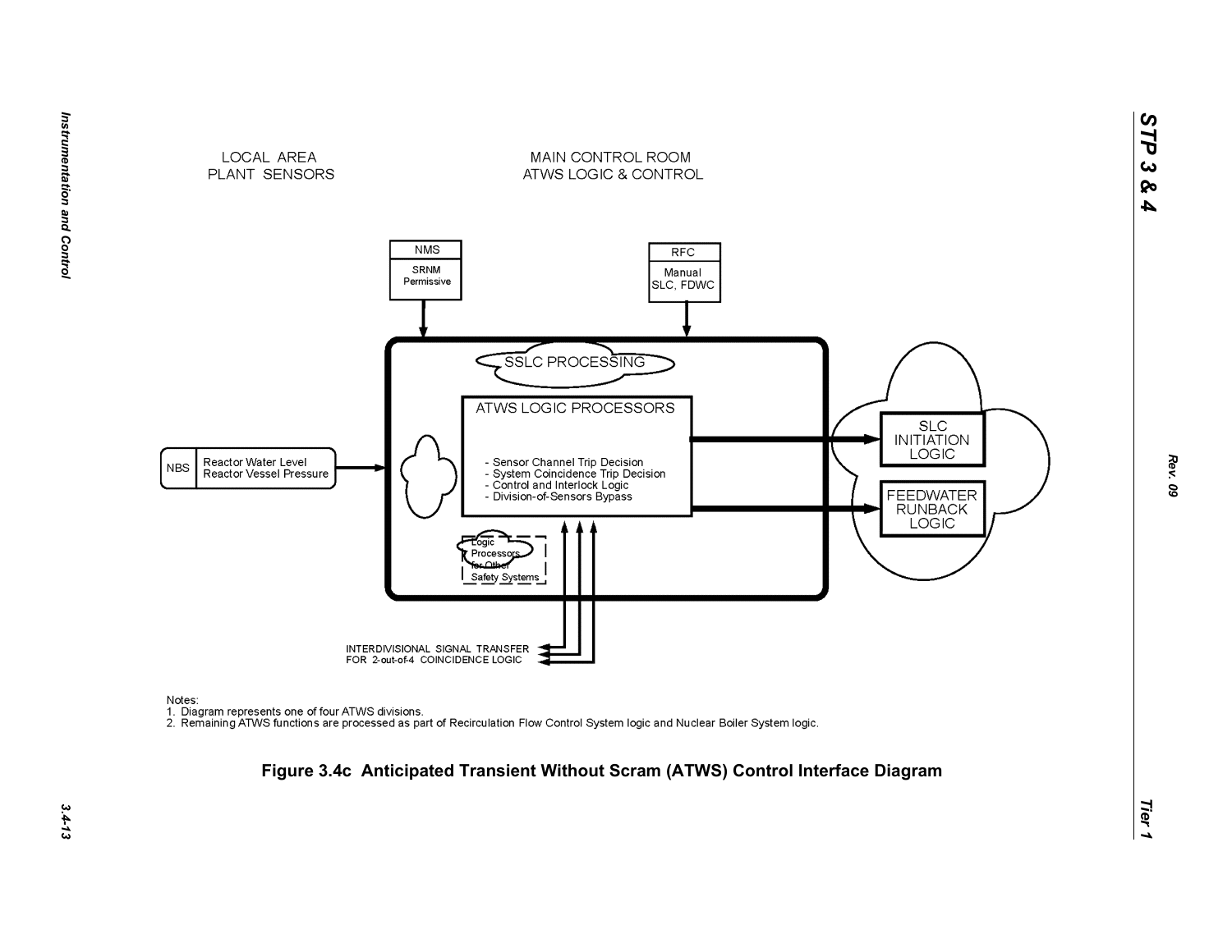LOCAL AREA
PLANT SENSORS

MAIN CONTROL ROOM
ATWS LOGIC & CONTROL

NMS
SRNM
Permissive

RFC
Manual
SLC, FDWC

SSLC PROCESSING

ATWS LOGIC PROCESSORS

- Sensor Channel Trip Decision
- System Coincidence Trip Decision
- Control and Interlock Logic
- Division-of-Sensors Bypass

NBS | Reactor Water Level
Reactor Vessel Pressure

Logic
Processors
for Other
Safety Systems

SLC
INITIATION
LOGIC

FEEDWATER
RUNBACK
LOGIC

INTERDIVISIONAL SIGNAL TRANSFER
FOR 2-out-of-4 COINCIDENCE LOGIC

Notes:
1. Diagram represents one of four ATWS divisions.
2. Remaining ATWS functions are processed as part of Recirculation Flow Control System logic and Nuclear Boiler System logic.

**Figure 3.4c Anticipated Transient Without Scram (ATWS) Control Interface Diagram**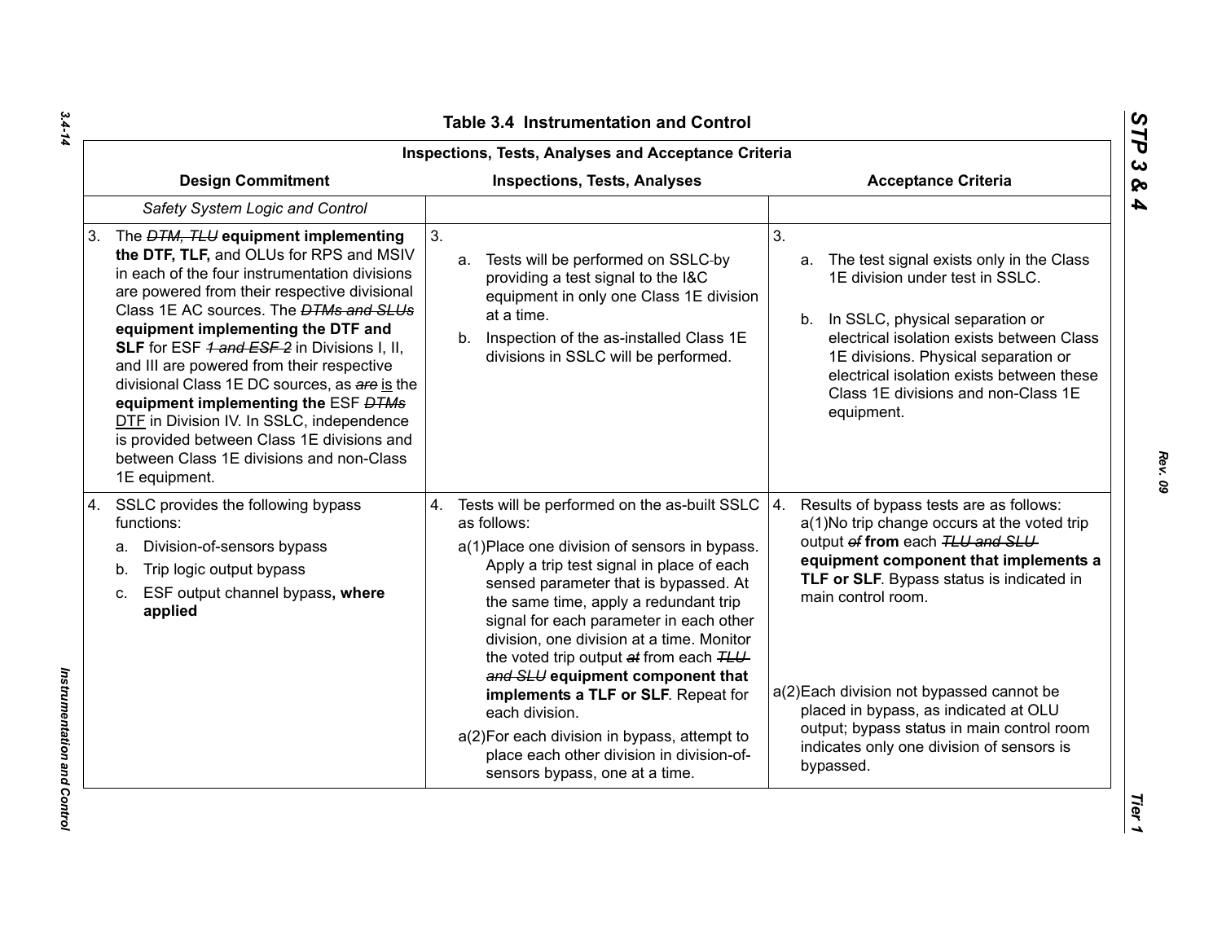# Table 3.4 Instrumentation and Control

| Inspections, Tests, Analyses and Acceptance Criteria | | |
|---|---|---|
| **Design Commitment** | **Inspections, Tests, Analyses** | **Acceptance Criteria** |
| *Safety System Logic and Control* | | |
| 3. The ~~*DTM, TLU*~~ **equipment implementing the DTF, TLF,** and OLUs for RPS and MSIV in each of the four instrumentation divisions are powered from their respective divisional Class 1E AC sources. The ~~*DTMs and SLUs*~~ **equipment implementing the DTF and SLF** for ESF ~~*1 and ESF 2*~~ in Divisions I, II, and III are powered from their respective divisional Class 1E DC sources, as ~~*are*~~ <u>is</u> the **equipment implementing the** ESF ~~*DTMs*~~ <u>DTF</u> in Division IV. In SSLC, independence is provided between Class 1E divisions and between Class 1E divisions and non-Class 1E equipment. | 3. a. Tests will be performed on SSLC by providing a test signal to the I&C equipment in only one Class 1E division at a time. b. Inspection of the as-installed Class 1E divisions in SSLC will be performed. | 3. a. The test signal exists only in the Class 1E division under test in SSLC. b. In SSLC, physical separation or electrical isolation exists between Class 1E divisions. Physical separation or electrical isolation exists between these Class 1E divisions and non-Class 1E equipment. |
| 4. SSLC provides the following bypass functions: a. Division-of-sensors bypass b. Trip logic output bypass c. ESF output channel bypass**, where applied** | 4. Tests will be performed on the as-built SSLC as follows: a(1)Place one division of sensors in bypass. Apply a trip test signal in place of each sensed parameter that is bypassed. At the same time, apply a redundant trip signal for each parameter in each other division, one division at a time. Monitor the voted trip output ~~*at*~~ from each ~~*TLU and SLU*~~ **equipment component that implements a TLF or SLF**. Repeat for each division. a(2)For each division in bypass, attempt to place each other division in division-of-sensors bypass, one at a time. | 4. Results of bypass tests are as follows: a(1)No trip change occurs at the voted trip output ~~*of*~~ **from** each ~~*TLU and SLU*~~ **equipment component that implements a TLF or SLF**. Bypass status is indicated in main control room. a(2)Each division not bypassed cannot be placed in bypass, as indicated at OLU output; bypass status in main control room indicates only one division of sensors is bypassed. |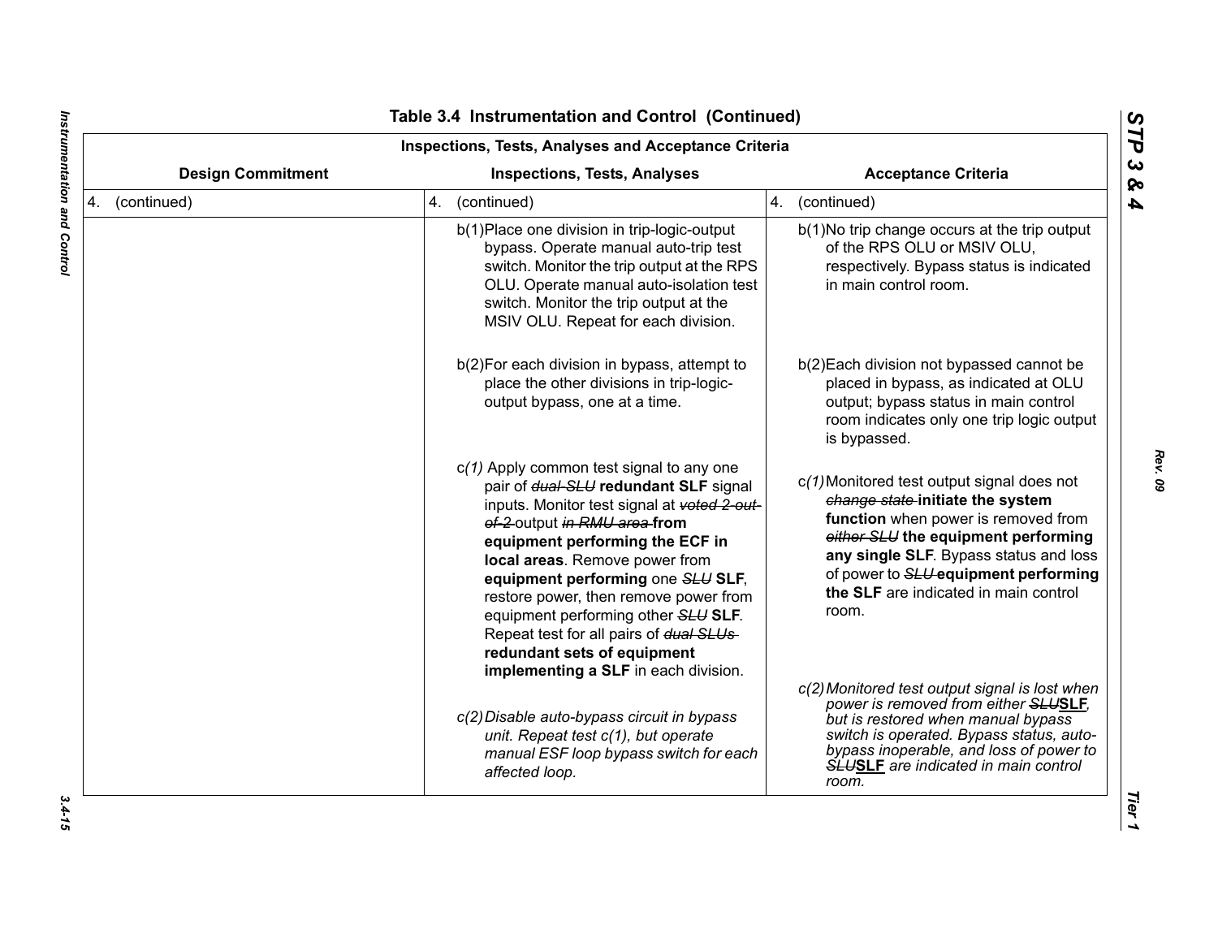**Table 3.4 Instrumentation and Control (Continued)**

| Inspections, Tests, Analyses and Acceptance Criteria | | |
|---|---|---|
| **Design Commitment** | **Inspections, Tests, Analyses** | **Acceptance Criteria** |
| 4. (continued) | 4. (continued) | 4. (continued) |
| | b(1) Place one division in trip-logic-output bypass. Operate manual auto-trip test switch. Monitor the trip output at the RPS OLU. Operate manual auto-isolation test switch. Monitor the trip output at the MSIV OLU. Repeat for each division. | b(1) No trip change occurs at the trip output of the RPS OLU or MSIV OLU, respectively. Bypass status is indicated in main control room. |
| | b(2) For each division in bypass, attempt to place the other divisions in trip-logic-output bypass, one at a time. | b(2) Each division not bypassed cannot be placed in bypass, as indicated at OLU output; bypass status in main control room indicates only one trip logic output is bypassed. |
| | c*(1)* Apply common test signal to any one pair of ~~*dual SLU*~~ **redundant SLF** signal inputs. Monitor test signal at ~~*voted 2-out-of-2*~~ output ~~*in RMU area*~~ **from equipment performing the ECF in local areas**. Remove power from **equipment performing** one ~~*SLU*~~ **SLF**, restore power, then remove power from equipment performing other ~~*SLU*~~ **SLF**. Repeat test for all pairs of ~~*dual SLUs*~~ **redundant sets of equipment implementing a SLF** in each division. | c*(1)* Monitored test output signal does not ~~*change state*~~ **initiate the system function** when power is removed from ~~*either SLU*~~ **the equipment performing any single SLF**. Bypass status and loss of power to ~~*SLU*~~ **equipment performing the SLF** are indicated in main control room. |
| | *c(2) Disable auto-bypass circuit in bypass unit. Repeat test c(1), but operate manual ESF loop bypass switch for each affected loop.* | *c(2) Monitored test output signal is lost when power is removed from either ~~SLU~~**SLF**, but is restored when manual bypass switch is operated. Bypass status, auto-bypass inoperable, and loss of power to ~~SLU~~**SLF** are indicated in main control room.* |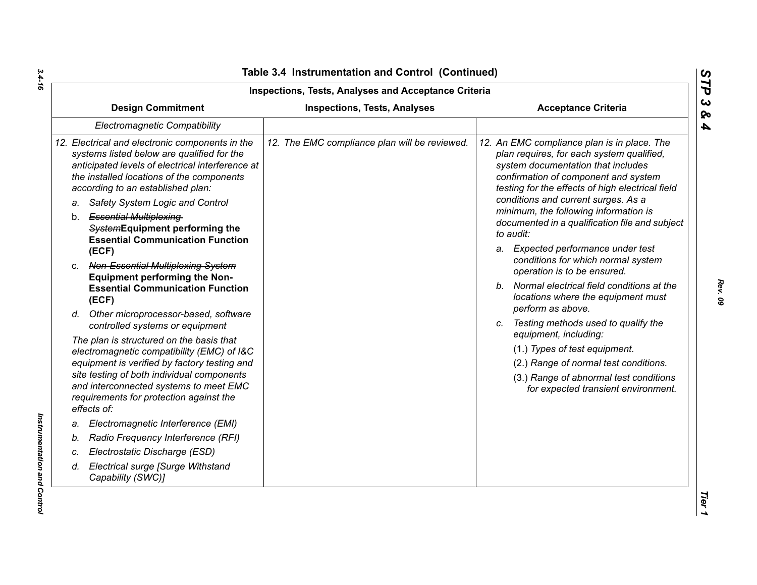## Table 3.4 Instrumentation and Control (Continued)

| Inspections, Tests, Analyses and Acceptance Criteria | | |
|---|---|---|
| **Design Commitment** | **Inspections, Tests, Analyses** | **Acceptance Criteria** |
| *Electromagnetic Compatibility* | | |
| *12. Electrical and electronic components in the systems listed below are qualified for the anticipated levels of electrical interference at the installed locations of the components according to an established plan:*<br>*a. Safety System Logic and Control*<br>b. ~~*Essential Multiplexing System*~~**Equipment performing the Essential Communication Function (ECF)**<br>c. ~~*Non-Essential Multiplexing System*~~ **Equipment performing the Non-Essential Communication Function (ECF)**<br>*d. Other microprocessor-based, software controlled systems or equipment*<br>*The plan is structured on the basis that electromagnetic compatibility (EMC) of I&C equipment is verified by factory testing and site testing of both individual components and interconnected systems to meet EMC requirements for protection against the effects of:*<br>*a. Electromagnetic Interference (EMI)*<br>*b. Radio Frequency Interference (RFI)*<br>*c. Electrostatic Discharge (ESD)*<br>*d. Electrical surge [Surge Withstand Capability (SWC)]* | *12. The EMC compliance plan will be reviewed.* | *12. An EMC compliance plan is in place. The plan requires, for each system qualified, system documentation that includes confirmation of component and system testing for the effects of high electrical field conditions and current surges. As a minimum, the following information is documented in a qualification file and subject to audit:*<br>*a. Expected performance under test conditions for which normal system operation is to be ensured.*<br>*b. Normal electrical field conditions at the locations where the equipment must perform as above.*<br>*c. Testing methods used to qualify the equipment, including:*<br>(1.) *Types of test equipment.*<br>(2.) *Range of normal test conditions.*<br>(3.) *Range of abnormal test conditions for expected transient environment.* |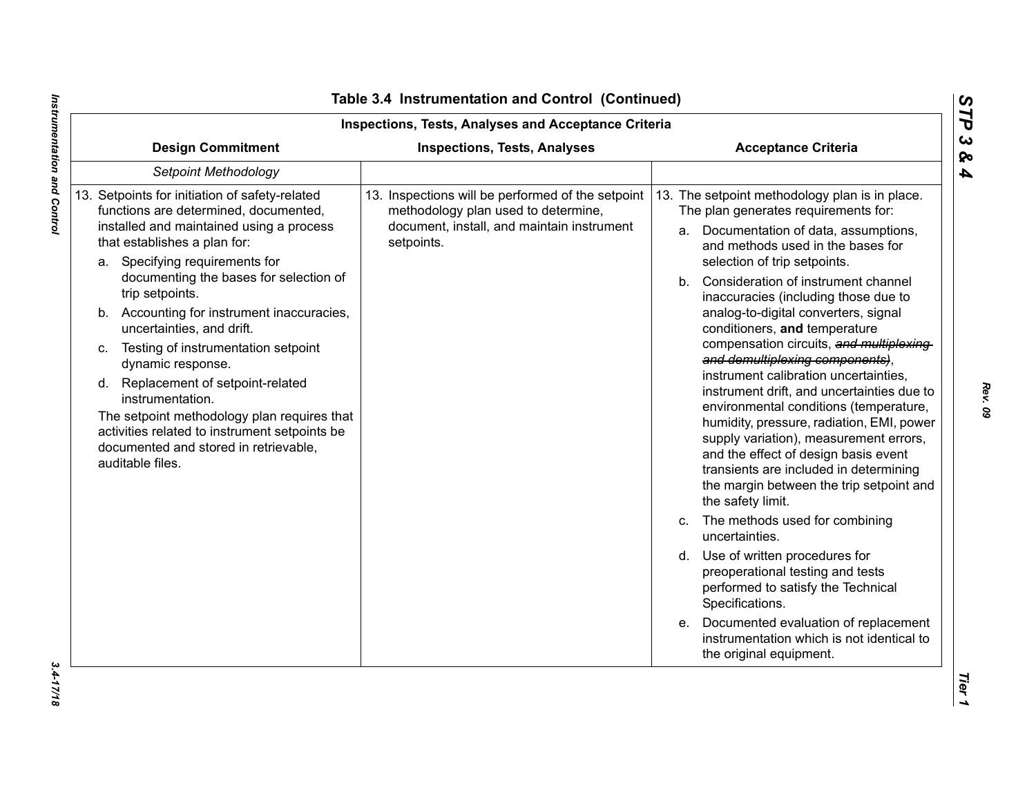## Table 3.4 Instrumentation and Control (Continued)

| Inspections, Tests, Analyses and Acceptance Criteria | | |
|---|---|---|
| **Design Commitment** | **Inspections, Tests, Analyses** | **Acceptance Criteria** |
| *Setpoint Methodology* | | |
| 13. Setpoints for initiation of safety-related functions are determined, documented, installed and maintained using a process that establishes a plan for:<br>a. Specifying requirements for documenting the bases for selection of trip setpoints.<br>b. Accounting for instrument inaccuracies, uncertainties, and drift.<br>c. Testing of instrumentation setpoint dynamic response.<br>d. Replacement of setpoint-related instrumentation.<br>The setpoint methodology plan requires that activities related to instrument setpoints be documented and stored in retrievable, auditable files. | 13. Inspections will be performed of the setpoint methodology plan used to determine, document, install, and maintain instrument setpoints. | 13. The setpoint methodology plan is in place. The plan generates requirements for:<br>a. Documentation of data, assumptions, and methods used in the bases for selection of trip setpoints.<br>b. Consideration of instrument channel inaccuracies (including those due to analog-to-digital converters, signal conditioners, **and** temperature compensation circuits, ~~*and multiplexing and demultiplexing components)*~~, instrument calibration uncertainties, instrument drift, and uncertainties due to environmental conditions (temperature, humidity, pressure, radiation, EMI, power supply variation), measurement errors, and the effect of design basis event transients are included in determining the margin between the trip setpoint and the safety limit.<br>c. The methods used for combining uncertainties.<br>d. Use of written procedures for preoperational testing and tests performed to satisfy the Technical Specifications.<br>e. Documented evaluation of replacement instrumentation which is not identical to the original equipment. |